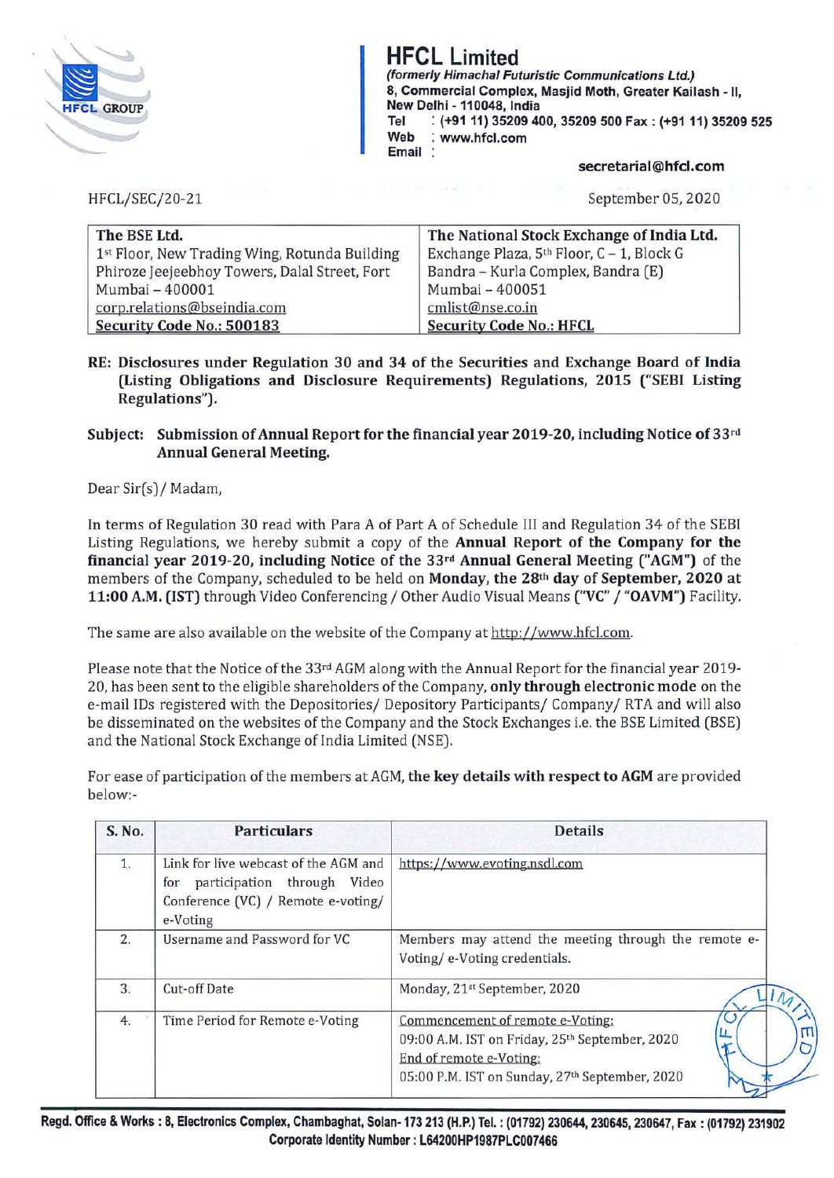# HFCL Limited

*(formerly Himachal Futuristic Communications Ltd.)*
8, Commercial Complex, Masjid Moth, Greater Kailash - II,
New Delhi - 110048, India
Tel : (+91 11) 35209 400, 35209 500 Fax : (+91 11) 35209 525
Web : www.hfcl.com
Email : secretarial@hfcl.com

HFCL/SEC/20-21

September 05, 2020

| The BSE Ltd. | The National Stock Exchange of India Ltd. |
|---|---|
| 1st Floor, New Trading Wing, Rotunda Building<br>Phiroze Jeejeebhoy Towers, Dalal Street, Fort<br>Mumbai – 400001<br>corp.relations@bseindia.com<br>**Security Code No.: 500183** | Exchange Plaza, 5th Floor, C – 1, Block G<br>Bandra – Kurla Complex, Bandra (E)<br>Mumbai – 400051<br>cmlist@nse.co.in<br>**Security Code No.: HFCL** |

**RE: Disclosures under Regulation 30 and 34 of the Securities and Exchange Board of India (Listing Obligations and Disclosure Requirements) Regulations, 2015 ("SEBI Listing Regulations").**

**Subject: Submission of Annual Report for the financial year 2019-20, including Notice of 33rd Annual General Meeting.**

Dear Sir(s)/ Madam,

In terms of Regulation 30 read with Para A of Part A of Schedule III and Regulation 34 of the SEBI Listing Regulations, we hereby submit a copy of the **Annual Report of the Company for the financial year 2019-20, including Notice of the 33rd Annual General Meeting ("AGM")** of the members of the Company, scheduled to be held on **Monday, the 28th day of September, 2020 at 11:00 A.M. (IST)** through Video Conferencing / Other Audio Visual Means **("VC" / "OAVM")** Facility.

The same are also available on the website of the Company at http://www.hfcl.com.

Please note that the Notice of the 33rd AGM along with the Annual Report for the financial year 2019-20, has been sent to the eligible shareholders of the Company, **only through electronic mode** on the e-mail IDs registered with the Depositories/ Depository Participants/ Company/ RTA and will also be disseminated on the websites of the Company and the Stock Exchanges i.e. the BSE Limited (BSE) and the National Stock Exchange of India Limited (NSE).

For ease of participation of the members at AGM, **the key details with respect to AGM** are provided below:-

| S. No. | Particulars | Details |
|---|---|---|
| 1. | Link for live webcast of the AGM and for participation through Video Conference (VC) / Remote e-voting/ e-Voting | https://www.evoting.nsdl.com |
| 2. | Username and Password for VC | Members may attend the meeting through the remote e-Voting/ e-Voting credentials. |
| 3. | Cut-off Date | Monday, 21st September, 2020 |
| 4. | Time Period for Remote e-Voting | Commencement of remote e-Voting:<br>09:00 A.M. IST on Friday, 25th September, 2020<br>End of remote e-Voting:<br>05:00 P.M. IST on Sunday, 27th September, 2020 |

**Regd. Office & Works : 8, Electronics Complex, Chambaghat, Solan- 173 213 (H.P.) Tel. : (01792) 230644, 230645, 230647, Fax : (01792) 231902**
**Corporate Identity Number : L64200HP1987PLC007466**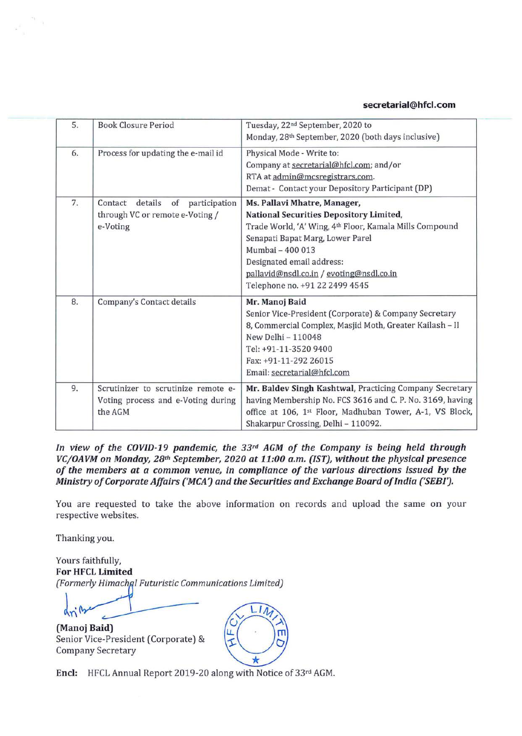secretarial@hfcl.com

| 5. | Book Closure Period | Tuesday, 22nd September, 2020 to Monday, 28th September, 2020 (both days inclusive) |
|---|---|---|
| 6. | Process for updating the e-mail id | Physical Mode - Write to:<br>Company at secretarial@hfcl.com; and/or<br>RTA at admin@mcsregistrars.com.<br>Demat - Contact your Depository Participant (DP) |
| 7. | Contact details of participation through VC or remote e-Voting / e-Voting | **Ms. Pallavi Mhatre, Manager,**<br>**National Securities Depository Limited,**<br>Trade World, 'A' Wing, 4th Floor, Kamala Mills Compound<br>Senapati Bapat Marg, Lower Parel<br>Mumbai – 400 013<br>Designated email address:<br>pallavid@nsdl.co.in / evoting@nsdl.co.in<br>Telephone no. +91 22 2499 4545 |
| 8. | Company's Contact details | **Mr. Manoj Baid**<br>Senior Vice-President (Corporate) & Company Secretary<br>8, Commercial Complex, Masjid Moth, Greater Kailash – II<br>New Delhi – 110048<br>Tel: +91-11-3520 9400<br>Fax: +91-11-292 26015<br>Email: secretarial@hfcl.com |
| 9. | Scrutinizer to scrutinize remote e-Voting process and e-Voting during the AGM | **Mr. Baldev Singh Kashtwal**, Practicing Company Secretary having Membership No. FCS 3616 and C. P. No. 3169, having office at 106, 1st Floor, Madhuban Tower, A-1, VS Block, Shakarpur Crossing, Delhi – 110092. |

***In view of the COVID-19 pandemic, the 33rd AGM of the Company is being held through VC/OAVM on Monday, 28th September, 2020 at 11:00 a.m. (IST), without the physical presence of the members at a common venue, in compliance of the various directions issued by the Ministry of Corporate Affairs ('MCA') and the Securities and Exchange Board of India ('SEBI').***

You are requested to take the above information on records and upload the same on your respective websites.

Thanking you.

Yours faithfully,
**For HFCL Limited**
*(Formerly Himachal Futuristic Communications Limited)*

**(Manoj Baid)**
Senior Vice-President (Corporate) &
Company Secretary

**Encl:** HFCL Annual Report 2019-20 along with Notice of 33rd AGM.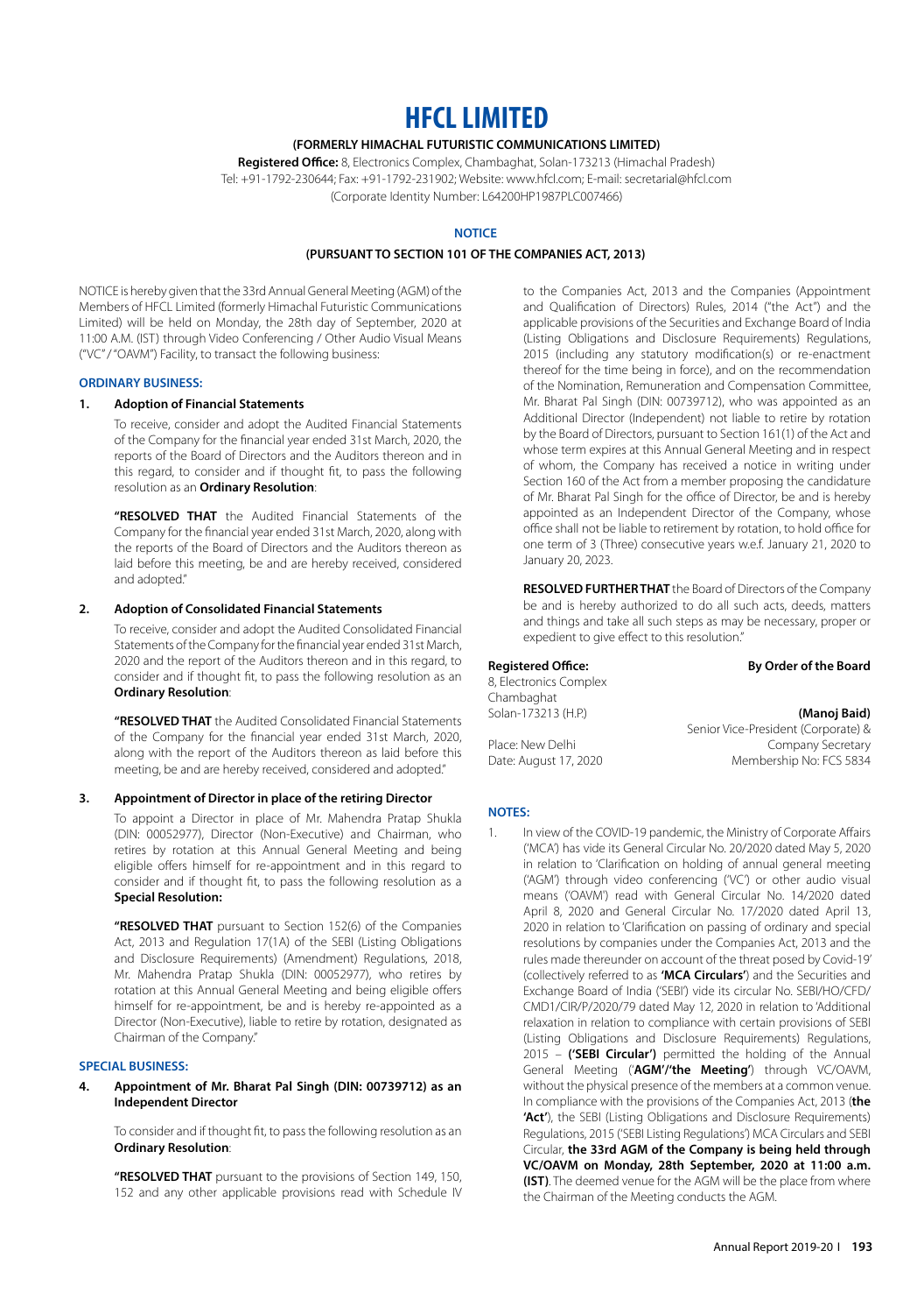# HFCL LIMITED

**(FORMERLY HIMACHAL FUTURISTIC COMMUNICATIONS LIMITED)**

**Registered Office:** 8, Electronics Complex, Chambaghat, Solan-173213 (Himachal Pradesh)
Tel: +91-1792-230644; Fax: +91-1792-231902; Website: www.hfcl.com; E-mail: secretarial@hfcl.com
(Corporate Identity Number: L64200HP1987PLC007466)

## NOTICE

**(PURSUANT TO SECTION 101 OF THE COMPANIES ACT, 2013)**

NOTICE is hereby given that the 33rd Annual General Meeting (AGM) of the Members of HFCL Limited (formerly Himachal Futuristic Communications Limited) will be held on Monday, the 28th day of September, 2020 at 11:00 A.M. (IST) through Video Conferencing / Other Audio Visual Means ("VC" / "OAVM") Facility, to transact the following business:

### ORDINARY BUSINESS:

**1. Adoption of Financial Statements**

To receive, consider and adopt the Audited Financial Statements of the Company for the financial year ended 31st March, 2020, the reports of the Board of Directors and the Auditors thereon and in this regard, to consider and if thought fit, to pass the following resolution as an **Ordinary Resolution**:

**"RESOLVED THAT** the Audited Financial Statements of the Company for the financial year ended 31st March, 2020, along with the reports of the Board of Directors and the Auditors thereon as laid before this meeting, be and are hereby received, considered and adopted."

**2. Adoption of Consolidated Financial Statements**

To receive, consider and adopt the Audited Consolidated Financial Statements of the Company for the financial year ended 31st March, 2020 and the report of the Auditors thereon and in this regard, to consider and if thought fit, to pass the following resolution as an **Ordinary Resolution**:

**"RESOLVED THAT** the Audited Consolidated Financial Statements of the Company for the financial year ended 31st March, 2020, along with the report of the Auditors thereon as laid before this meeting, be and are hereby received, considered and adopted."

**3. Appointment of Director in place of the retiring Director**

To appoint a Director in place of Mr. Mahendra Pratap Shukla (DIN: 00052977), Director (Non-Executive) and Chairman, who retires by rotation at this Annual General Meeting and being eligible offers himself for re-appointment and in this regard to consider and if thought fit, to pass the following resolution as a **Special Resolution:**

**"RESOLVED THAT** pursuant to Section 152(6) of the Companies Act, 2013 and Regulation 17(1A) of the SEBI (Listing Obligations and Disclosure Requirements) (Amendment) Regulations, 2018, Mr. Mahendra Pratap Shukla (DIN: 00052977), who retires by rotation at this Annual General Meeting and being eligible offers himself for re-appointment, be and is hereby re-appointed as a Director (Non-Executive), liable to retire by rotation, designated as Chairman of the Company."

### SPECIAL BUSINESS:

**4. Appointment of Mr. Bharat Pal Singh (DIN: 00739712) as an Independent Director**

To consider and if thought fit, to pass the following resolution as an **Ordinary Resolution**:

**"RESOLVED THAT** pursuant to the provisions of Section 149, 150, 152 and any other applicable provisions read with Schedule IV to the Companies Act, 2013 and the Companies (Appointment and Qualification of Directors) Rules, 2014 ("the Act") and the applicable provisions of the Securities and Exchange Board of India (Listing Obligations and Disclosure Requirements) Regulations, 2015 (including any statutory modification(s) or re-enactment thereof for the time being in force), and on the recommendation of the Nomination, Remuneration and Compensation Committee, Mr. Bharat Pal Singh (DIN: 00739712), who was appointed as an Additional Director (Independent) not liable to retire by rotation by the Board of Directors, pursuant to Section 161(1) of the Act and whose term expires at this Annual General Meeting and in respect of whom, the Company has received a notice in writing under Section 160 of the Act from a member proposing the candidature of Mr. Bharat Pal Singh for the office of Director, be and is hereby appointed as an Independent Director of the Company, whose office shall not be liable to retirement by rotation, to hold office for one term of 3 (Three) consecutive years w.e.f. January 21, 2020 to January 20, 2023.

**RESOLVED FURTHER THAT** the Board of Directors of the Company be and is hereby authorized to do all such acts, deeds, matters and things and take all such steps as may be necessary, proper or expedient to give effect to this resolution."

**Registered Office:**
8, Electronics Complex
Chambaghat
Solan-173213 (H.P.)

Place: New Delhi
Date: August 17, 2020

**By Order of the Board**

**(Manoj Baid)**
Senior Vice-President (Corporate) &
Company Secretary
Membership No: FCS 5834

### NOTES:

1. In view of the COVID-19 pandemic, the Ministry of Corporate Affairs ('MCA') has vide its General Circular No. 20/2020 dated May 5, 2020 in relation to 'Clarification on holding of annual general meeting ('AGM') through video conferencing ('VC') or other audio visual means ('OAVM') read with General Circular No. 14/2020 dated April 8, 2020 and General Circular No. 17/2020 dated April 13, 2020 in relation to 'Clarification on passing of ordinary and special resolutions by companies under the Companies Act, 2013 and the rules made thereunder on account of the threat posed by Covid-19' (collectively referred to as **'MCA Circulars'**) and the Securities and Exchange Board of India ('SEBI') vide its circular No. SEBI/HO/CFD/CMD1/CIR/P/2020/79 dated May 12, 2020 in relation to 'Additional relaxation in relation to compliance with certain provisions of SEBI (Listing Obligations and Disclosure Requirements) Regulations, 2015 – **('SEBI Circular')** permitted the holding of the Annual General Meeting ('**AGM'/'the Meeting'**) through VC/OAVM, without the physical presence of the members at a common venue. In compliance with the provisions of the Companies Act, 2013 (**the 'Act'**), the SEBI (Listing Obligations and Disclosure Requirements) Regulations, 2015 ('SEBI Listing Regulations') MCA Circulars and SEBI Circular, **the 33rd AGM of the Company is being held through VC/OAVM on Monday, 28th September, 2020 at 11:00 a.m. (IST)**. The deemed venue for the AGM will be the place from where the Chairman of the Meeting conducts the AGM.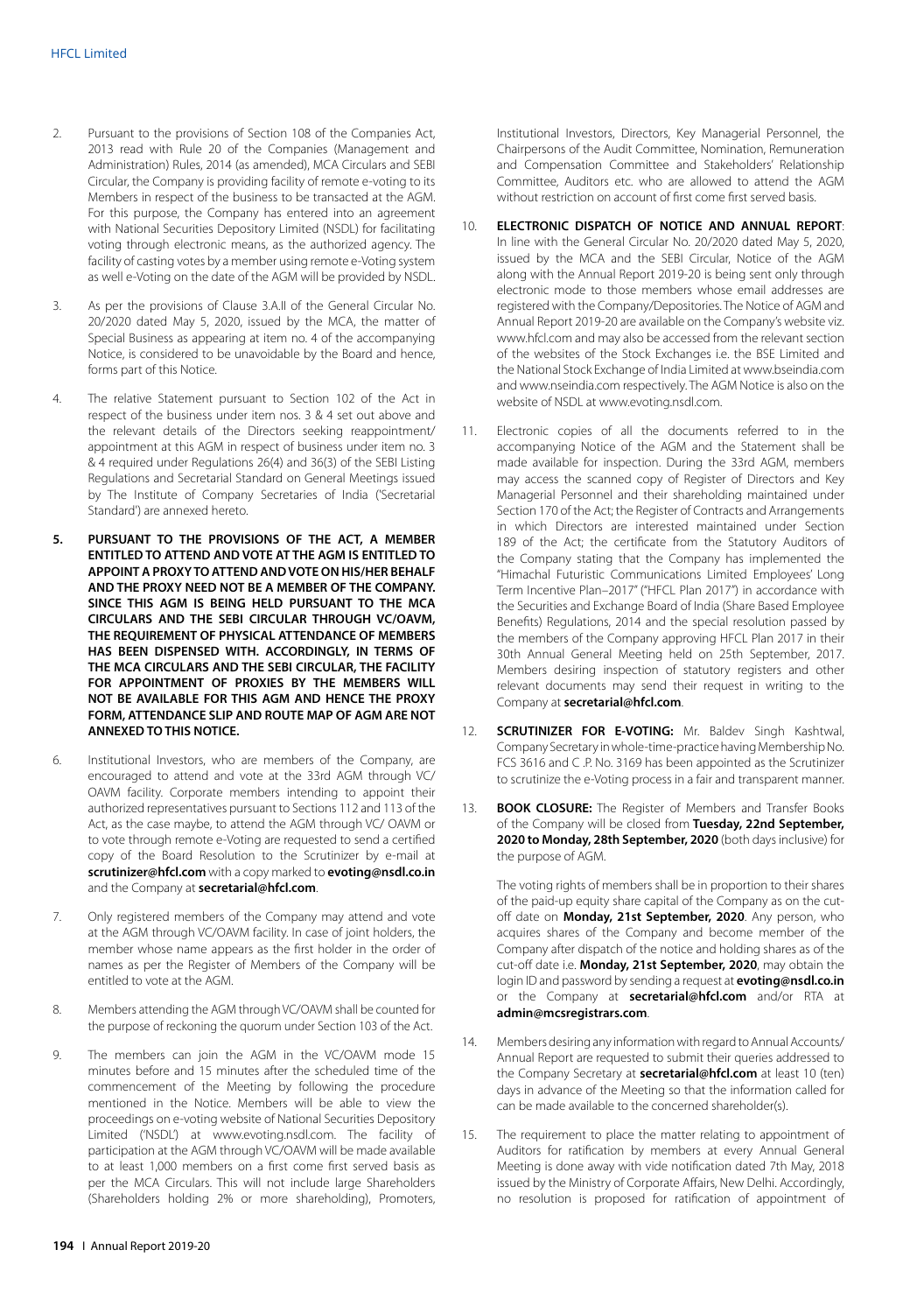2. Pursuant to the provisions of Section 108 of the Companies Act, 2013 read with Rule 20 of the Companies (Management and Administration) Rules, 2014 (as amended), MCA Circulars and SEBI Circular, the Company is providing facility of remote e-voting to its Members in respect of the business to be transacted at the AGM. For this purpose, the Company has entered into an agreement with National Securities Depository Limited (NSDL) for facilitating voting through electronic means, as the authorized agency. The facility of casting votes by a member using remote e-Voting system as well e-Voting on the date of the AGM will be provided by NSDL.

3. As per the provisions of Clause 3.A.II of the General Circular No. 20/2020 dated May 5, 2020, issued by the MCA, the matter of Special Business as appearing at item no. 4 of the accompanying Notice, is considered to be unavoidable by the Board and hence, forms part of this Notice.

4. The relative Statement pursuant to Section 102 of the Act in respect of the business under item nos. 3 & 4 set out above and the relevant details of the Directors seeking reappointment/ appointment at this AGM in respect of business under item no. 3 & 4 required under Regulations 26(4) and 36(3) of the SEBI Listing Regulations and Secretarial Standard on General Meetings issued by The Institute of Company Secretaries of India ('Secretarial Standard') are annexed hereto.

5. **PURSUANT TO THE PROVISIONS OF THE ACT, A MEMBER ENTITLED TO ATTEND AND VOTE AT THE AGM IS ENTITLED TO APPOINT A PROXY TO ATTEND AND VOTE ON HIS/HER BEHALF AND THE PROXY NEED NOT BE A MEMBER OF THE COMPANY. SINCE THIS AGM IS BEING HELD PURSUANT TO THE MCA CIRCULARS AND THE SEBI CIRCULAR THROUGH VC/OAVM, THE REQUIREMENT OF PHYSICAL ATTENDANCE OF MEMBERS HAS BEEN DISPENSED WITH. ACCORDINGLY, IN TERMS OF THE MCA CIRCULARS AND THE SEBI CIRCULAR, THE FACILITY FOR APPOINTMENT OF PROXIES BY THE MEMBERS WILL NOT BE AVAILABLE FOR THIS AGM AND HENCE THE PROXY FORM, ATTENDANCE SLIP AND ROUTE MAP OF AGM ARE NOT ANNEXED TO THIS NOTICE.**

6. Institutional Investors, who are members of the Company, are encouraged to attend and vote at the 33rd AGM through VC/ OAVM facility. Corporate members intending to appoint their authorized representatives pursuant to Sections 112 and 113 of the Act, as the case maybe, to attend the AGM through VC/ OAVM or to vote through remote e-Voting are requested to send a certified copy of the Board Resolution to the Scrutinizer by e-mail at **scrutinizer@hfcl.com** with a copy marked to **evoting@nsdl.co.in** and the Company at **secretarial@hfcl.com**.

7. Only registered members of the Company may attend and vote at the AGM through VC/OAVM facility. In case of joint holders, the member whose name appears as the first holder in the order of names as per the Register of Members of the Company will be entitled to vote at the AGM.

8. Members attending the AGM through VC/OAVM shall be counted for the purpose of reckoning the quorum under Section 103 of the Act.

9. The members can join the AGM in the VC/OAVM mode 15 minutes before and 15 minutes after the scheduled time of the commencement of the Meeting by following the procedure mentioned in the Notice. Members will be able to view the proceedings on e-voting website of National Securities Depository Limited ('NSDL') at www.evoting.nsdl.com. The facility of participation at the AGM through VC/OAVM will be made available to at least 1,000 members on a first come first served basis as per the MCA Circulars. This will not include large Shareholders (Shareholders holding 2% or more shareholding), Promoters, Institutional Investors, Directors, Key Managerial Personnel, the Chairpersons of the Audit Committee, Nomination, Remuneration and Compensation Committee and Stakeholders' Relationship Committee, Auditors etc. who are allowed to attend the AGM without restriction on account of first come first served basis.

10. **ELECTRONIC DISPATCH OF NOTICE AND ANNUAL REPORT**: In line with the General Circular No. 20/2020 dated May 5, 2020, issued by the MCA and the SEBI Circular, Notice of the AGM along with the Annual Report 2019-20 is being sent only through electronic mode to those members whose email addresses are registered with the Company/Depositories. The Notice of AGM and Annual Report 2019-20 are available on the Company's website viz. www.hfcl.com and may also be accessed from the relevant section of the websites of the Stock Exchanges i.e. the BSE Limited and the National Stock Exchange of India Limited at www.bseindia.com and www.nseindia.com respectively. The AGM Notice is also on the website of NSDL at www.evoting.nsdl.com.

11. Electronic copies of all the documents referred to in the accompanying Notice of the AGM and the Statement shall be made available for inspection. During the 33rd AGM, members may access the scanned copy of Register of Directors and Key Managerial Personnel and their shareholding maintained under Section 170 of the Act; the Register of Contracts and Arrangements in which Directors are interested maintained under Section 189 of the Act; the certificate from the Statutory Auditors of the Company stating that the Company has implemented the "Himachal Futuristic Communications Limited Employees' Long Term Incentive Plan–2017" ("HFCL Plan 2017") in accordance with the Securities and Exchange Board of India (Share Based Employee Benefits) Regulations, 2014 and the special resolution passed by the members of the Company approving HFCL Plan 2017 in their 30th Annual General Meeting held on 25th September, 2017. Members desiring inspection of statutory registers and other relevant documents may send their request in writing to the Company at **secretarial@hfcl.com**.

12. **SCRUTINIZER FOR E-VOTING:** Mr. Baldev Singh Kashtwal, Company Secretary in whole-time-practice having Membership No. FCS 3616 and C .P. No. 3169 has been appointed as the Scrutinizer to scrutinize the e-Voting process in a fair and transparent manner.

13. **BOOK CLOSURE:** The Register of Members and Transfer Books of the Company will be closed from **Tuesday, 22nd September, 2020 to Monday, 28th September, 2020** (both days inclusive) for the purpose of AGM.

    The voting rights of members shall be in proportion to their shares of the paid-up equity share capital of the Company as on the cut-off date on **Monday, 21st September, 2020**. Any person, who acquires shares of the Company and become member of the Company after dispatch of the notice and holding shares as of the cut-off date i.e. **Monday, 21st September, 2020**, may obtain the login ID and password by sending a request at **evoting@nsdl.co.in** or the Company at **secretarial@hfcl.com** and/or RTA at **admin@mcsregistrars.com**.

14. Members desiring any information with regard to Annual Accounts/ Annual Report are requested to submit their queries addressed to the Company Secretary at **secretarial@hfcl.com** at least 10 (ten) days in advance of the Meeting so that the information called for can be made available to the concerned shareholder(s).

15. The requirement to place the matter relating to appointment of Auditors for ratification by members at every Annual General Meeting is done away with vide notification dated 7th May, 2018 issued by the Ministry of Corporate Affairs, New Delhi. Accordingly, no resolution is proposed for ratification of appointment of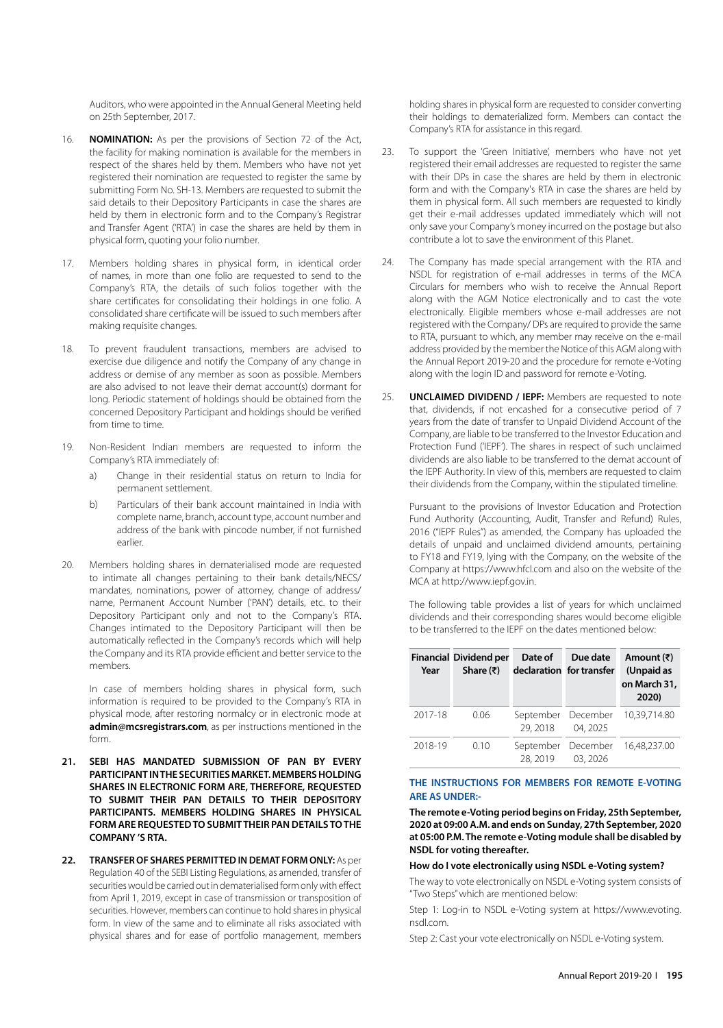Auditors, who were appointed in the Annual General Meeting held on 25th September, 2017.

16. **NOMINATION:** As per the provisions of Section 72 of the Act, the facility for making nomination is available for the members in respect of the shares held by them. Members who have not yet registered their nomination are requested to register the same by submitting Form No. SH-13. Members are requested to submit the said details to their Depository Participants in case the shares are held by them in electronic form and to the Company's Registrar and Transfer Agent ('RTA') in case the shares are held by them in physical form, quoting your folio number.

17. Members holding shares in physical form, in identical order of names, in more than one folio are requested to send to the Company's RTA, the details of such folios together with the share certificates for consolidating their holdings in one folio. A consolidated share certificate will be issued to such members after making requisite changes.

18. To prevent fraudulent transactions, members are advised to exercise due diligence and notify the Company of any change in address or demise of any member as soon as possible. Members are also advised to not leave their demat account(s) dormant for long. Periodic statement of holdings should be obtained from the concerned Depository Participant and holdings should be verified from time to time.

19. Non-Resident Indian members are requested to inform the Company's RTA immediately of:

    a) Change in their residential status on return to India for permanent settlement.

    b) Particulars of their bank account maintained in India with complete name, branch, account type, account number and address of the bank with pincode number, if not furnished earlier.

20. Members holding shares in dematerialised mode are requested to intimate all changes pertaining to their bank details/NECS/ mandates, nominations, power of attorney, change of address/ name, Permanent Account Number ('PAN') details, etc. to their Depository Participant only and not to the Company's RTA. Changes intimated to the Depository Participant will then be automatically reflected in the Company's records which will help the Company and its RTA provide efficient and better service to the members.

    In case of members holding shares in physical form, such information is required to be provided to the Company's RTA in physical mode, after restoring normalcy or in electronic mode at **admin@mcsregistrars.com**, as per instructions mentioned in the form.

21. **SEBI HAS MANDATED SUBMISSION OF PAN BY EVERY PARTICIPANT IN THE SECURITIES MARKET. MEMBERS HOLDING SHARES IN ELECTRONIC FORM ARE, THEREFORE, REQUESTED TO SUBMIT THEIR PAN DETAILS TO THEIR DEPOSITORY PARTICIPANTS. MEMBERS HOLDING SHARES IN PHYSICAL FORM ARE REQUESTED TO SUBMIT THEIR PAN DETAILS TO THE COMPANY 'S RTA.**

22. **TRANSFER OF SHARES PERMITTED IN DEMAT FORM ONLY:** As per Regulation 40 of the SEBI Listing Regulations, as amended, transfer of securities would be carried out in dematerialised form only with effect from April 1, 2019, except in case of transmission or transposition of securities. However, members can continue to hold shares in physical form. In view of the same and to eliminate all risks associated with physical shares and for ease of portfolio management, members holding shares in physical form are requested to consider converting their holdings to dematerialized form. Members can contact the Company's RTA for assistance in this regard.

23. To support the 'Green Initiative', members who have not yet registered their email addresses are requested to register the same with their DPs in case the shares are held by them in electronic form and with the Company's RTA in case the shares are held by them in physical form. All such members are requested to kindly get their e-mail addresses updated immediately which will not only save your Company's money incurred on the postage but also contribute a lot to save the environment of this Planet.

24. The Company has made special arrangement with the RTA and NSDL for registration of e-mail addresses in terms of the MCA Circulars for members who wish to receive the Annual Report along with the AGM Notice electronically and to cast the vote electronically. Eligible members whose e-mail addresses are not registered with the Company/ DPs are required to provide the same to RTA, pursuant to which, any member may receive on the e-mail address provided by the member the Notice of this AGM along with the Annual Report 2019-20 and the procedure for remote e-Voting along with the login ID and password for remote e-Voting.

25. **UNCLAIMED DIVIDEND / IEPF:** Members are requested to note that, dividends, if not encashed for a consecutive period of 7 years from the date of transfer to Unpaid Dividend Account of the Company, are liable to be transferred to the Investor Education and Protection Fund ('IEPF'). The shares in respect of such unclaimed dividends are also liable to be transferred to the demat account of the IEPF Authority. In view of this, members are requested to claim their dividends from the Company, within the stipulated timeline.

    Pursuant to the provisions of Investor Education and Protection Fund Authority (Accounting, Audit, Transfer and Refund) Rules, 2016 ("IEPF Rules") as amended, the Company has uploaded the details of unpaid and unclaimed dividend amounts, pertaining to FY18 and FY19, lying with the Company, on the website of the Company at https://www.hfcl.com and also on the website of the MCA at http://www.iepf.gov.in.

    The following table provides a list of years for which unclaimed dividends and their corresponding shares would become eligible to be transferred to the IEPF on the dates mentioned below:

| Financial Year | Dividend per Share (₹) | Date of declaration | Due date for transfer | Amount (₹) (Unpaid as on March 31, 2020) |
|---|---|---|---|---|
| 2017-18 | 0.06 | September 29, 2018 | December 04, 2025 | 10,39,714.80 |
| 2018-19 | 0.10 | September 28, 2019 | December 03, 2026 | 16,48,237.00 |

### THE INSTRUCTIONS FOR MEMBERS FOR REMOTE E-VOTING ARE AS UNDER:-

**The remote e-Voting period begins on Friday, 25th September, 2020 at 09:00 A.M. and ends on Sunday, 27th September, 2020 at 05:00 P.M. The remote e-Voting module shall be disabled by NSDL for voting thereafter.**

**How do I vote electronically using NSDL e-Voting system?**

The way to vote electronically on NSDL e-Voting system consists of "Two Steps" which are mentioned below:

Step 1: Log-in to NSDL e-Voting system at https://www.evoting.nsdl.com.

Step 2: Cast your vote electronically on NSDL e-Voting system.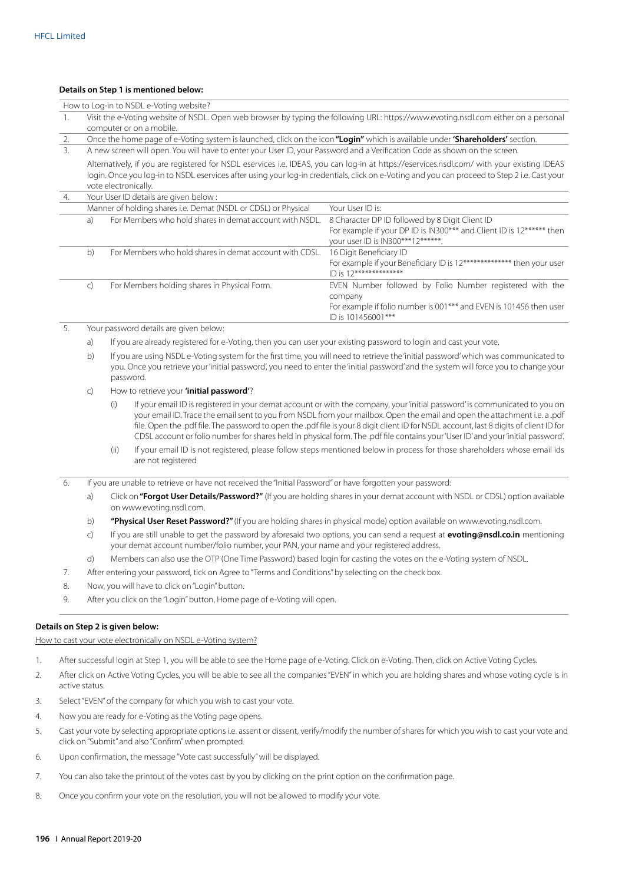**Details on Step 1 is mentioned below:**

How to Log-in to NSDL e-Voting website?

1. Visit the e-Voting website of NSDL. Open web browser by typing the following URL: https://www.evoting.nsdl.com either on a personal computer or on a mobile.
2. Once the home page of e-Voting system is launched, click on the icon **"Login"** which is available under **'Shareholders'** section.
3. A new screen will open. You will have to enter your User ID, your Password and a Verification Code as shown on the screen.

   Alternatively, if you are registered for NSDL eservices i.e. IDEAS, you can log-in at https://eservices.nsdl.com/ with your existing IDEAS login. Once you log-in to NSDL eservices after using your log-in credentials, click on e-Voting and you can proceed to Step 2 i.e. Cast your vote electronically.
4. Your User ID details are given below :

| | Manner of holding shares i.e. Demat (NSDL or CDSL) or Physical | Your User ID is: |
|---|---|---|
| a) | For Members who hold shares in demat account with NSDL. | 8 Character DP ID followed by 8 Digit Client ID<br>For example if your DP ID is IN300*** and Client ID is 12****** then your user ID is IN300***12******. |
| b) | For Members who hold shares in demat account with CDSL. | 16 Digit Beneficiary ID<br>For example if your Beneficiary ID is 12************** then your user ID is 12************** |
| c) | For Members holding shares in Physical Form. | EVEN Number followed by Folio Number registered with the company<br>For example if folio number is 001*** and EVEN is 101456 then user ID is 101456001*** |

5. Your password details are given below:
   a) If you are already registered for e-Voting, then you can user your existing password to login and cast your vote.
   b) If you are using NSDL e-Voting system for the first time, you will need to retrieve the 'initial password' which was communicated to you. Once you retrieve your 'initial password', you need to enter the 'initial password' and the system will force you to change your password.
   c) How to retrieve your **'initial password'**?
      (i) If your email ID is registered in your demat account or with the company, your 'initial password' is communicated to you on your email ID. Trace the email sent to you from NSDL from your mailbox. Open the email and open the attachment i.e. a .pdf file. Open the .pdf file. The password to open the .pdf file is your 8 digit client ID for NSDL account, last 8 digits of client ID for CDSL account or folio number for shares held in physical form. The .pdf file contains your 'User ID' and your 'initial password'.
      (ii) If your email ID is not registered, please follow steps mentioned below in process for those shareholders whose email ids are not registered
6. If you are unable to retrieve or have not received the "Initial Password" or have forgotten your password:
   a) Click on **"Forgot User Details/Password?"** (If you are holding shares in your demat account with NSDL or CDSL) option available on www.evoting.nsdl.com.
   b) **"Physical User Reset Password?"** (If you are holding shares in physical mode) option available on www.evoting.nsdl.com.
   c) If you are still unable to get the password by aforesaid two options, you can send a request at **evoting@nsdl.co.in** mentioning your demat account number/folio number, your PAN, your name and your registered address.
   d) Members can also use the OTP (One Time Password) based login for casting the votes on the e-Voting system of NSDL.
7. After entering your password, tick on Agree to "Terms and Conditions" by selecting on the check box.
8. Now, you will have to click on "Login" button.
9. After you click on the "Login" button, Home page of e-Voting will open.

**Details on Step 2 is given below:**

How to cast your vote electronically on NSDL e-Voting system?

1. After successful login at Step 1, you will be able to see the Home page of e-Voting. Click on e-Voting. Then, click on Active Voting Cycles.
2. After click on Active Voting Cycles, you will be able to see all the companies "EVEN" in which you are holding shares and whose voting cycle is in active status.
3. Select "EVEN" of the company for which you wish to cast your vote.
4. Now you are ready for e-Voting as the Voting page opens.
5. Cast your vote by selecting appropriate options i.e. assent or dissent, verify/modify the number of shares for which you wish to cast your vote and click on "Submit" and also "Confirm" when prompted.
6. Upon confirmation, the message "Vote cast successfully" will be displayed.
7. You can also take the printout of the votes cast by you by clicking on the print option on the confirmation page.
8. Once you confirm your vote on the resolution, you will not be allowed to modify your vote.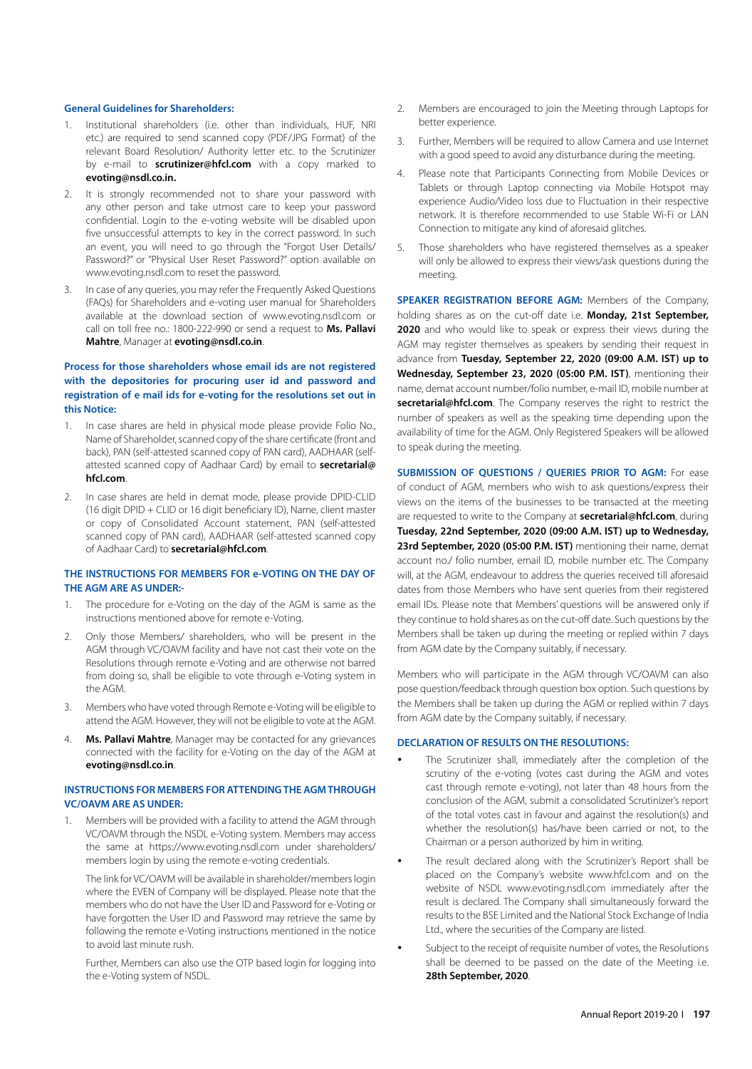### General Guidelines for Shareholders:

1. Institutional shareholders (i.e. other than individuals, HUF, NRI etc.) are required to send scanned copy (PDF/JPG Format) of the relevant Board Resolution/ Authority letter etc. to the Scrutinizer by e-mail to **scrutinizer@hfcl.com** with a copy marked to **evoting@nsdl.co.in.**
2. It is strongly recommended not to share your password with any other person and take utmost care to keep your password confidential. Login to the e-voting website will be disabled upon five unsuccessful attempts to key in the correct password. In such an event, you will need to go through the "Forgot User Details/ Password?" or "Physical User Reset Password?" option available on www.evoting.nsdl.com to reset the password.
3. In case of any queries, you may refer the Frequently Asked Questions (FAQs) for Shareholders and e-voting user manual for Shareholders available at the download section of www.evoting.nsdl.com or call on toll free no.: 1800-222-990 or send a request to **Ms. Pallavi Mahtre**, Manager at **evoting@nsdl.co.in**.

### Process for those shareholders whose email ids are not registered with the depositories for procuring user id and password and registration of e mail ids for e-voting for the resolutions set out in this Notice:

1. In case shares are held in physical mode please provide Folio No., Name of Shareholder, scanned copy of the share certificate (front and back), PAN (self-attested scanned copy of PAN card), AADHAAR (self-attested scanned copy of Aadhaar Card) by email to **secretarial@hfcl.com**.
2. In case shares are held in demat mode, please provide DPID-CLID (16 digit DPID + CLID or 16 digit beneficiary ID), Name, client master or copy of Consolidated Account statement, PAN (self-attested scanned copy of PAN card), AADHAAR (self-attested scanned copy of Aadhaar Card) to **secretarial@hfcl.com**.

### THE INSTRUCTIONS FOR MEMBERS FOR e-VOTING ON THE DAY OF THE AGM ARE AS UNDER:-

1. The procedure for e-Voting on the day of the AGM is same as the instructions mentioned above for remote e-Voting.
2. Only those Members/ shareholders, who will be present in the AGM through VC/OAVM facility and have not cast their vote on the Resolutions through remote e-Voting and are otherwise not barred from doing so, shall be eligible to vote through e-Voting system in the AGM.
3. Members who have voted through Remote e-Voting will be eligible to attend the AGM. However, they will not be eligible to vote at the AGM.
4. **Ms. Pallavi Mahtre**, Manager may be contacted for any grievances connected with the facility for e-Voting on the day of the AGM at **evoting@nsdl.co.in**.

### INSTRUCTIONS FOR MEMBERS FOR ATTENDING THE AGM THROUGH VC/OAVM ARE AS UNDER:

1. Members will be provided with a facility to attend the AGM through VC/OAVM through the NSDL e-Voting system. Members may access the same at https://www.evoting.nsdl.com under shareholders/ members login by using the remote e-voting credentials.

   The link for VC/OAVM will be available in shareholder/members login where the EVEN of Company will be displayed. Please note that the members who do not have the User ID and Password for e-Voting or have forgotten the User ID and Password may retrieve the same by following the remote e-Voting instructions mentioned in the notice to avoid last minute rush.

   Further, Members can also use the OTP based login for logging into the e-Voting system of NSDL.

2. Members are encouraged to join the Meeting through Laptops for better experience.
3. Further, Members will be required to allow Camera and use Internet with a good speed to avoid any disturbance during the meeting.
4. Please note that Participants Connecting from Mobile Devices or Tablets or through Laptop connecting via Mobile Hotspot may experience Audio/Video loss due to Fluctuation in their respective network. It is therefore recommended to use Stable Wi-Fi or LAN Connection to mitigate any kind of aforesaid glitches.
5. Those shareholders who have registered themselves as a speaker will only be allowed to express their views/ask questions during the meeting.

**SPEAKER REGISTRATION BEFORE AGM:** Members of the Company, holding shares as on the cut-off date i.e. **Monday, 21st September, 2020** and who would like to speak or express their views during the AGM may register themselves as speakers by sending their request in advance from **Tuesday, September 22, 2020 (09:00 A.M. IST) up to Wednesday, September 23, 2020 (05:00 P.M. IST)**, mentioning their name, demat account number/folio number, e-mail ID, mobile number at **secretarial@hfcl.com**. The Company reserves the right to restrict the number of speakers as well as the speaking time depending upon the availability of time for the AGM. Only Registered Speakers will be allowed to speak during the meeting.

**SUBMISSION OF QUESTIONS / QUERIES PRIOR TO AGM:** For ease of conduct of AGM, members who wish to ask questions/express their views on the items of the businesses to be transacted at the meeting are requested to write to the Company at **secretarial@hfcl.com**, during **Tuesday, 22nd September, 2020 (09:00 A.M. IST) up to Wednesday, 23rd September, 2020 (05:00 P.M. IST)** mentioning their name, demat account no./ folio number, email ID, mobile number etc. The Company will, at the AGM, endeavour to address the queries received till aforesaid dates from those Members who have sent queries from their registered email IDs. Please note that Members' questions will be answered only if they continue to hold shares as on the cut-off date. Such questions by the Members shall be taken up during the meeting or replied within 7 days from AGM date by the Company suitably, if necessary.

Members who will participate in the AGM through VC/OAVM can also pose question/feedback through question box option. Such questions by the Members shall be taken up during the AGM or replied within 7 days from AGM date by the Company suitably, if necessary.

### DECLARATION OF RESULTS ON THE RESOLUTIONS:

- The Scrutinizer shall, immediately after the completion of the scrutiny of the e-voting (votes cast during the AGM and votes cast through remote e-voting), not later than 48 hours from the conclusion of the AGM, submit a consolidated Scrutinizer's report of the total votes cast in favour and against the resolution(s) and whether the resolution(s) has/have been carried or not, to the Chairman or a person authorized by him in writing.
- The result declared along with the Scrutinizer's Report shall be placed on the Company's website www.hfcl.com and on the website of NSDL www.evoting.nsdl.com immediately after the result is declared. The Company shall simultaneously forward the results to the BSE Limited and the National Stock Exchange of India Ltd., where the securities of the Company are listed.
- Subject to the receipt of requisite number of votes, the Resolutions shall be deemed to be passed on the date of the Meeting i.e. **28th September, 2020**.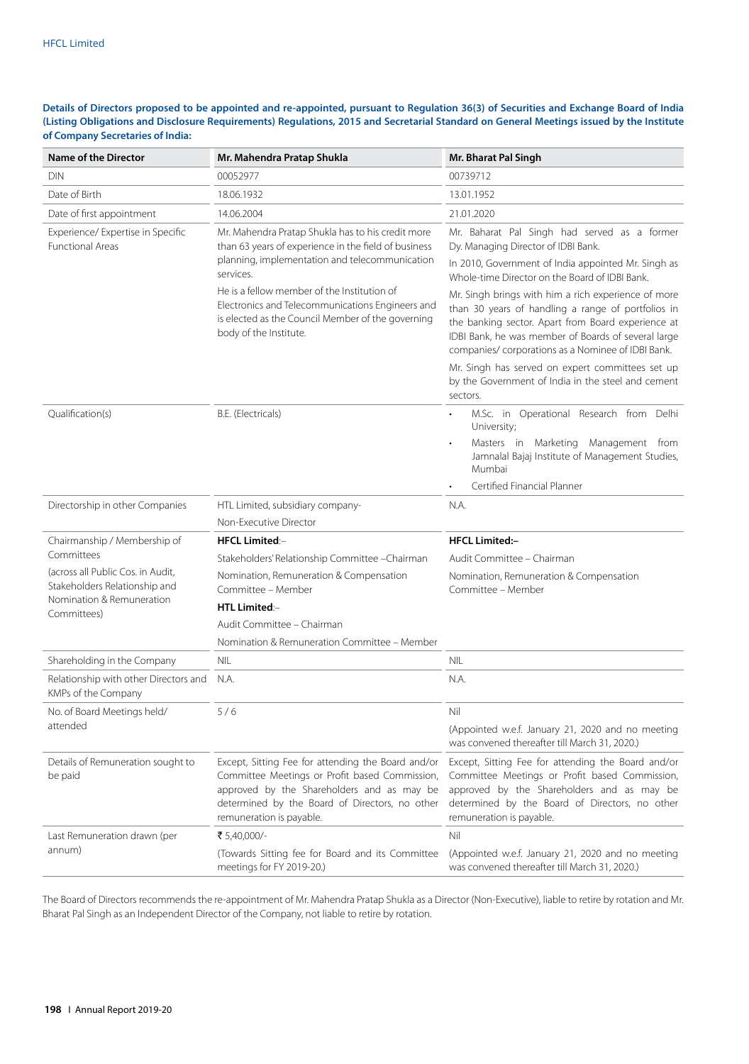**Details of Directors proposed to be appointed and re-appointed, pursuant to Regulation 36(3) of Securities and Exchange Board of India (Listing Obligations and Disclosure Requirements) Regulations, 2015 and Secretarial Standard on General Meetings issued by the Institute of Company Secretaries of India:**

| Name of the Director | Mr. Mahendra Pratap Shukla | Mr. Bharat Pal Singh |
|---|---|---|
| DIN | 00052977 | 00739712 |
| Date of Birth | 18.06.1932 | 13.01.1952 |
| Date of first appointment | 14.06.2004 | 21.01.2020 |
| Experience/ Expertise in Specific Functional Areas | Mr. Mahendra Pratap Shukla has to his credit more than 63 years of experience in the field of business planning, implementation and telecommunication services.<br><br>He is a fellow member of the Institution of Electronics and Telecommunications Engineers and is elected as the Council Member of the governing body of the Institute. | Mr. Baharat Pal Singh had served as a former Dy. Managing Director of IDBI Bank.<br><br>In 2010, Government of India appointed Mr. Singh as Whole-time Director on the Board of IDBI Bank.<br><br>Mr. Singh brings with him a rich experience of more than 30 years of handling a range of portfolios in the banking sector. Apart from Board experience at IDBI Bank, he was member of Boards of several large companies/ corporations as a Nominee of IDBI Bank.<br><br>Mr. Singh has served on expert committees set up by the Government of India in the steel and cement sectors. |
| Qualification(s) | B.E. (Electricals) | • M.Sc. in Operational Research from Delhi University;<br>• Masters in Marketing Management from Jamnalal Bajaj Institute of Management Studies, Mumbai<br>• Certified Financial Planner |
| Directorship in other Companies | HTL Limited, subsidiary company-<br>Non-Executive Director | N.A. |
| Chairmanship / Membership of Committees<br>(across all Public Cos. in Audit, Stakeholders Relationship and Nomination & Remuneration Committees) | **HFCL Limited**:–<br>Stakeholders' Relationship Committee –Chairman<br>Nomination, Remuneration & Compensation Committee – Member<br>**HTL Limited**:–<br>Audit Committee – Chairman<br>Nomination & Remuneration Committee – Member | **HFCL Limited:–**<br>Audit Committee – Chairman<br>Nomination, Remuneration & Compensation Committee – Member |
| Shareholding in the Company | NIL | NIL |
| Relationship with other Directors and KMPs of the Company | N.A. | N.A. |
| No. of Board Meetings held/ attended | 5 / 6 | Nil<br>(Appointed w.e.f. January 21, 2020 and no meeting was convened thereafter till March 31, 2020.) |
| Details of Remuneration sought to be paid | Except, Sitting Fee for attending the Board and/or Committee Meetings or Profit based Commission, approved by the Shareholders and as may be determined by the Board of Directors, no other remuneration is payable. | Except, Sitting Fee for attending the Board and/or Committee Meetings or Profit based Commission, approved by the Shareholders and as may be determined by the Board of Directors, no other remuneration is payable. |
| Last Remuneration drawn (per annum) | ₹ 5,40,000/-<br>(Towards Sitting fee for Board and its Committee meetings for FY 2019-20.) | Nil<br>(Appointed w.e.f. January 21, 2020 and no meeting was convened thereafter till March 31, 2020.) |

The Board of Directors recommends the re-appointment of Mr. Mahendra Pratap Shukla as a Director (Non-Executive), liable to retire by rotation and Mr. Bharat Pal Singh as an Independent Director of the Company, not liable to retire by rotation.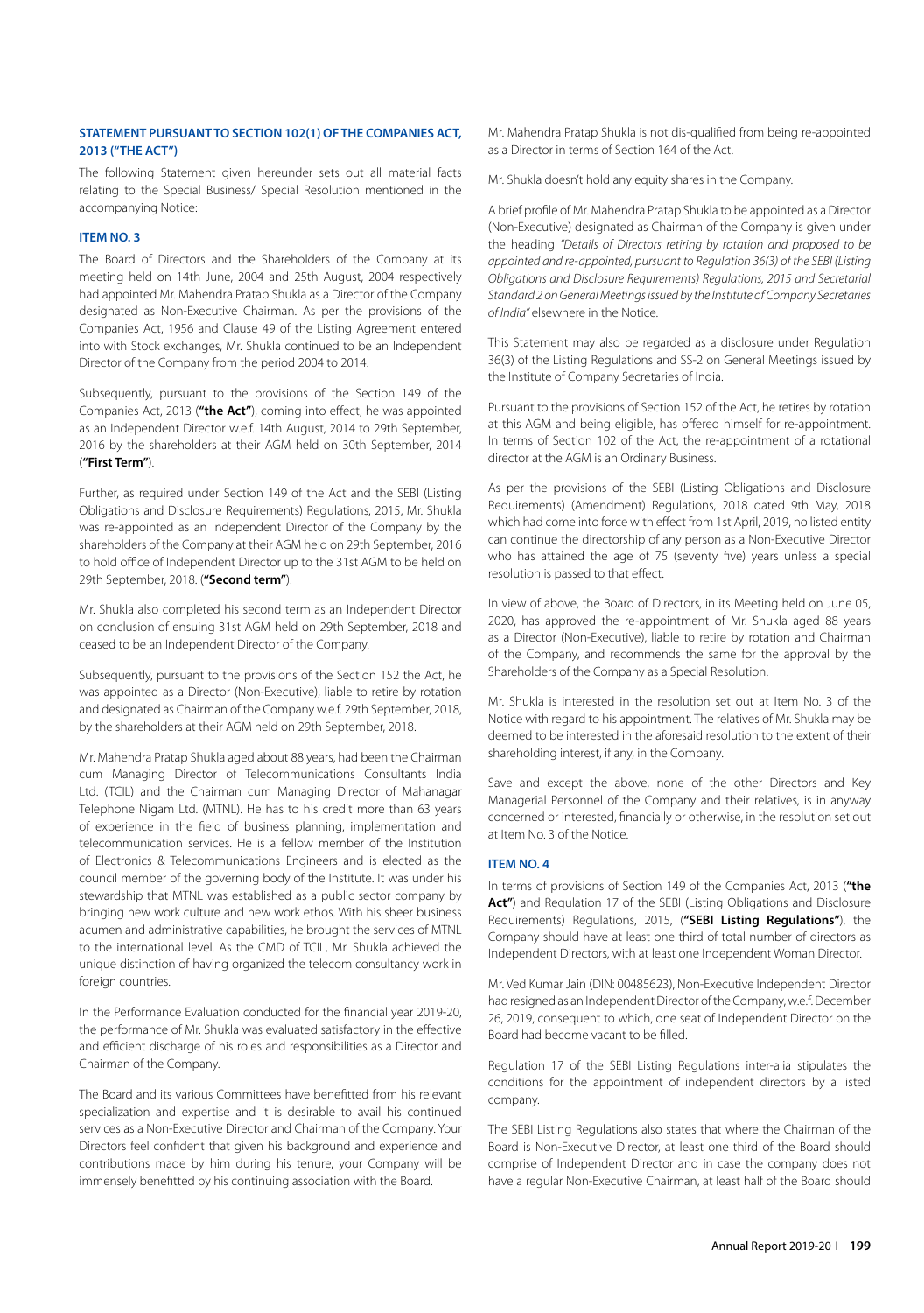## STATEMENT PURSUANT TO SECTION 102(1) OF THE COMPANIES ACT, 2013 ("THE ACT")

The following Statement given hereunder sets out all material facts relating to the Special Business/ Special Resolution mentioned in the accompanying Notice:

### ITEM NO. 3

The Board of Directors and the Shareholders of the Company at its meeting held on 14th June, 2004 and 25th August, 2004 respectively had appointed Mr. Mahendra Pratap Shukla as a Director of the Company designated as Non-Executive Chairman. As per the provisions of the Companies Act, 1956 and Clause 49 of the Listing Agreement entered into with Stock exchanges, Mr. Shukla continued to be an Independent Director of the Company from the period 2004 to 2014.

Subsequently, pursuant to the provisions of the Section 149 of the Companies Act, 2013 (**"the Act"**), coming into effect, he was appointed as an Independent Director w.e.f. 14th August, 2014 to 29th September, 2016 by the shareholders at their AGM held on 30th September, 2014 (**"First Term"**).

Further, as required under Section 149 of the Act and the SEBI (Listing Obligations and Disclosure Requirements) Regulations, 2015, Mr. Shukla was re-appointed as an Independent Director of the Company by the shareholders of the Company at their AGM held on 29th September, 2016 to hold office of Independent Director up to the 31st AGM to be held on 29th September, 2018. (**"Second term"**).

Mr. Shukla also completed his second term as an Independent Director on conclusion of ensuing 31st AGM held on 29th September, 2018 and ceased to be an Independent Director of the Company.

Subsequently, pursuant to the provisions of the Section 152 the Act, he was appointed as a Director (Non-Executive), liable to retire by rotation and designated as Chairman of the Company w.e.f. 29th September, 2018, by the shareholders at their AGM held on 29th September, 2018.

Mr. Mahendra Pratap Shukla aged about 88 years, had been the Chairman cum Managing Director of Telecommunications Consultants India Ltd. (TCIL) and the Chairman cum Managing Director of Mahanagar Telephone Nigam Ltd. (MTNL). He has to his credit more than 63 years of experience in the field of business planning, implementation and telecommunication services. He is a fellow member of the Institution of Electronics & Telecommunications Engineers and is elected as the council member of the governing body of the Institute. It was under his stewardship that MTNL was established as a public sector company by bringing new work culture and new work ethos. With his sheer business acumen and administrative capabilities, he brought the services of MTNL to the international level. As the CMD of TCIL, Mr. Shukla achieved the unique distinction of having organized the telecom consultancy work in foreign countries.

In the Performance Evaluation conducted for the financial year 2019-20, the performance of Mr. Shukla was evaluated satisfactory in the effective and efficient discharge of his roles and responsibilities as a Director and Chairman of the Company.

The Board and its various Committees have benefitted from his relevant specialization and expertise and it is desirable to avail his continued services as a Non-Executive Director and Chairman of the Company. Your Directors feel confident that given his background and experience and contributions made by him during his tenure, your Company will be immensely benefitted by his continuing association with the Board.

Mr. Mahendra Pratap Shukla is not dis-qualified from being re-appointed as a Director in terms of Section 164 of the Act.

Mr. Shukla doesn't hold any equity shares in the Company.

A brief profile of Mr. Mahendra Pratap Shukla to be appointed as a Director (Non-Executive) designated as Chairman of the Company is given under the heading *"Details of Directors retiring by rotation and proposed to be appointed and re-appointed, pursuant to Regulation 36(3) of the SEBI (Listing Obligations and Disclosure Requirements) Regulations, 2015 and Secretarial Standard 2 on General Meetings issued by the Institute of Company Secretaries of India"* elsewhere in the Notice.

This Statement may also be regarded as a disclosure under Regulation 36(3) of the Listing Regulations and SS-2 on General Meetings issued by the Institute of Company Secretaries of India.

Pursuant to the provisions of Section 152 of the Act, he retires by rotation at this AGM and being eligible, has offered himself for re-appointment. In terms of Section 102 of the Act, the re-appointment of a rotational director at the AGM is an Ordinary Business.

As per the provisions of the SEBI (Listing Obligations and Disclosure Requirements) (Amendment) Regulations, 2018 dated 9th May, 2018 which had come into force with effect from 1st April, 2019, no listed entity can continue the directorship of any person as a Non-Executive Director who has attained the age of 75 (seventy five) years unless a special resolution is passed to that effect.

In view of above, the Board of Directors, in its Meeting held on June 05, 2020, has approved the re-appointment of Mr. Shukla aged 88 years as a Director (Non-Executive), liable to retire by rotation and Chairman of the Company, and recommends the same for the approval by the Shareholders of the Company as a Special Resolution.

Mr. Shukla is interested in the resolution set out at Item No. 3 of the Notice with regard to his appointment. The relatives of Mr. Shukla may be deemed to be interested in the aforesaid resolution to the extent of their shareholding interest, if any, in the Company.

Save and except the above, none of the other Directors and Key Managerial Personnel of the Company and their relatives, is in anyway concerned or interested, financially or otherwise, in the resolution set out at Item No. 3 of the Notice.

### ITEM NO. 4

In terms of provisions of Section 149 of the Companies Act, 2013 (**"the Act"**) and Regulation 17 of the SEBI (Listing Obligations and Disclosure Requirements) Regulations, 2015, (**"SEBI Listing Regulations"**), the Company should have at least one third of total number of directors as Independent Directors, with at least one Independent Woman Director.

Mr. Ved Kumar Jain (DIN: 00485623), Non-Executive Independent Director had resigned as an Independent Director of the Company, w.e.f. December 26, 2019, consequent to which, one seat of Independent Director on the Board had become vacant to be filled.

Regulation 17 of the SEBI Listing Regulations inter-alia stipulates the conditions for the appointment of independent directors by a listed company.

The SEBI Listing Regulations also states that where the Chairman of the Board is Non-Executive Director, at least one third of the Board should comprise of Independent Director and in case the company does not have a regular Non-Executive Chairman, at least half of the Board should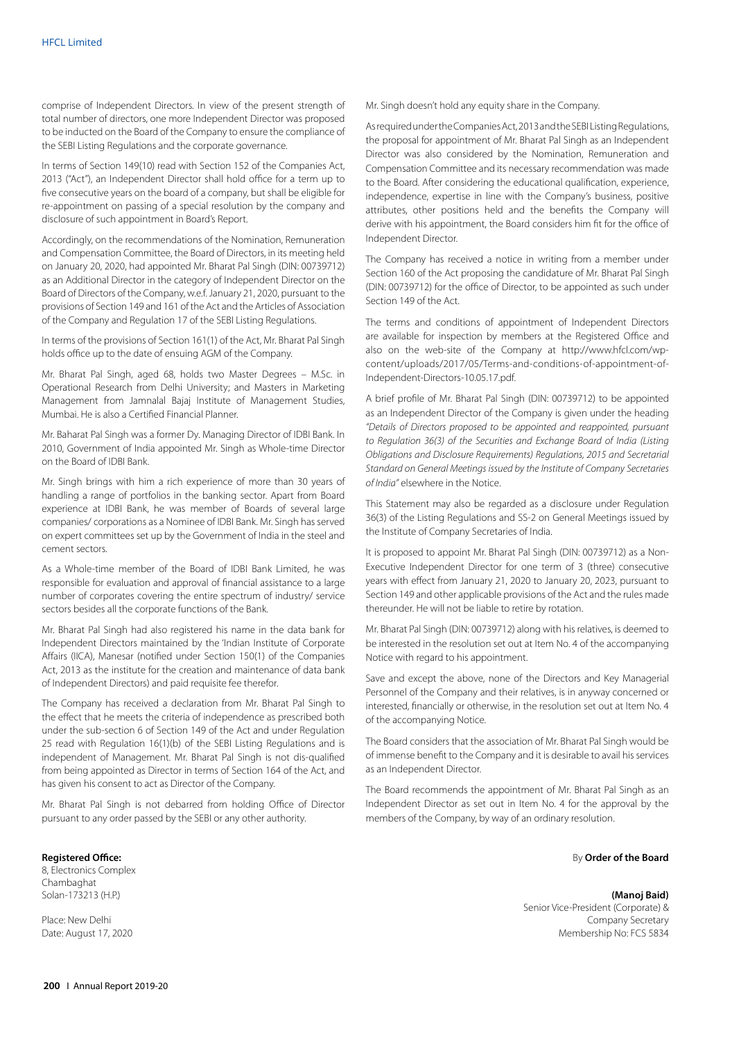comprise of Independent Directors. In view of the present strength of total number of directors, one more Independent Director was proposed to be inducted on the Board of the Company to ensure the compliance of the SEBI Listing Regulations and the corporate governance.

In terms of Section 149(10) read with Section 152 of the Companies Act, 2013 ("Act"), an Independent Director shall hold office for a term up to five consecutive years on the board of a company, but shall be eligible for re-appointment on passing of a special resolution by the company and disclosure of such appointment in Board's Report.

Accordingly, on the recommendations of the Nomination, Remuneration and Compensation Committee, the Board of Directors, in its meeting held on January 20, 2020, had appointed Mr. Bharat Pal Singh (DIN: 00739712) as an Additional Director in the category of Independent Director on the Board of Directors of the Company, w.e.f. January 21, 2020, pursuant to the provisions of Section 149 and 161 of the Act and the Articles of Association of the Company and Regulation 17 of the SEBI Listing Regulations.

In terms of the provisions of Section 161(1) of the Act, Mr. Bharat Pal Singh holds office up to the date of ensuing AGM of the Company.

Mr. Bharat Pal Singh, aged 68, holds two Master Degrees – M.Sc. in Operational Research from Delhi University; and Masters in Marketing Management from Jamnalal Bajaj Institute of Management Studies, Mumbai. He is also a Certified Financial Planner.

Mr. Baharat Pal Singh was a former Dy. Managing Director of IDBI Bank. In 2010, Government of India appointed Mr. Singh as Whole-time Director on the Board of IDBI Bank.

Mr. Singh brings with him a rich experience of more than 30 years of handling a range of portfolios in the banking sector. Apart from Board experience at IDBI Bank, he was member of Boards of several large companies/ corporations as a Nominee of IDBI Bank. Mr. Singh has served on expert committees set up by the Government of India in the steel and cement sectors.

As a Whole-time member of the Board of IDBI Bank Limited, he was responsible for evaluation and approval of financial assistance to a large number of corporates covering the entire spectrum of industry/ service sectors besides all the corporate functions of the Bank.

Mr. Bharat Pal Singh had also registered his name in the data bank for Independent Directors maintained by the 'Indian Institute of Corporate Affairs (IICA), Manesar (notified under Section 150(1) of the Companies Act, 2013 as the institute for the creation and maintenance of data bank of Independent Directors) and paid requisite fee therefor.

The Company has received a declaration from Mr. Bharat Pal Singh to the effect that he meets the criteria of independence as prescribed both under the sub-section 6 of Section 149 of the Act and under Regulation 25 read with Regulation 16(1)(b) of the SEBI Listing Regulations and is independent of Management. Mr. Bharat Pal Singh is not dis-qualified from being appointed as Director in terms of Section 164 of the Act, and has given his consent to act as Director of the Company.

Mr. Bharat Pal Singh is not debarred from holding Office of Director pursuant to any order passed by the SEBI or any other authority.

Mr. Singh doesn't hold any equity share in the Company.

As required under the Companies Act, 2013 and the SEBI Listing Regulations, the proposal for appointment of Mr. Bharat Pal Singh as an Independent Director was also considered by the Nomination, Remuneration and Compensation Committee and its necessary recommendation was made to the Board. After considering the educational qualification, experience, independence, expertise in line with the Company's business, positive attributes, other positions held and the benefits the Company will derive with his appointment, the Board considers him fit for the office of Independent Director.

The Company has received a notice in writing from a member under Section 160 of the Act proposing the candidature of Mr. Bharat Pal Singh (DIN: 00739712) for the office of Director, to be appointed as such under Section 149 of the Act.

The terms and conditions of appointment of Independent Directors are available for inspection by members at the Registered Office and also on the web-site of the Company at http://www.hfcl.com/wp-content/uploads/2017/05/Terms-and-conditions-of-appointment-of-Independent-Directors-10.05.17.pdf.

A brief profile of Mr. Bharat Pal Singh (DIN: 00739712) to be appointed as an Independent Director of the Company is given under the heading *"Details of Directors proposed to be appointed and reappointed, pursuant to Regulation 36(3) of the Securities and Exchange Board of India (Listing Obligations and Disclosure Requirements) Regulations, 2015 and Secretarial Standard on General Meetings issued by the Institute of Company Secretaries of India"* elsewhere in the Notice.

This Statement may also be regarded as a disclosure under Regulation 36(3) of the Listing Regulations and SS-2 on General Meetings issued by the Institute of Company Secretaries of India.

It is proposed to appoint Mr. Bharat Pal Singh (DIN: 00739712) as a Non-Executive Independent Director for one term of 3 (three) consecutive years with effect from January 21, 2020 to January 20, 2023, pursuant to Section 149 and other applicable provisions of the Act and the rules made thereunder. He will not be liable to retire by rotation.

Mr. Bharat Pal Singh (DIN: 00739712) along with his relatives, is deemed to be interested in the resolution set out at Item No. 4 of the accompanying Notice with regard to his appointment.

Save and except the above, none of the Directors and Key Managerial Personnel of the Company and their relatives, is in anyway concerned or interested, financially or otherwise, in the resolution set out at Item No. 4 of the accompanying Notice.

The Board considers that the association of Mr. Bharat Pal Singh would be of immense benefit to the Company and it is desirable to avail his services as an Independent Director.

The Board recommends the appointment of Mr. Bharat Pal Singh as an Independent Director as set out in Item No. 4 for the approval by the members of the Company, by way of an ordinary resolution.

**Registered Office:**
8, Electronics Complex
Chambaghat
Solan-173213 (H.P.)

Place: New Delhi
Date: August 17, 2020

By **Order of the Board**

**(Manoj Baid)**
Senior Vice-President (Corporate) &
Company Secretary
Membership No: FCS 5834